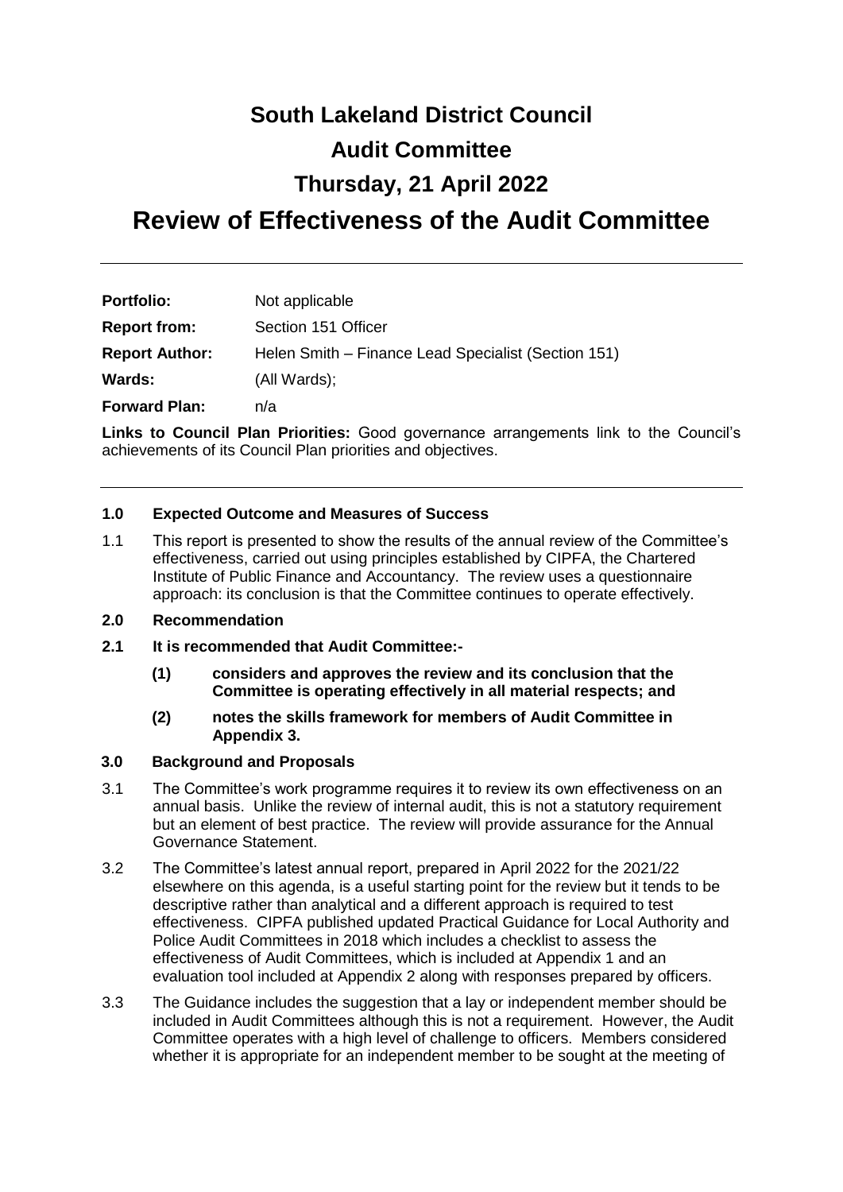# South Lakeland District Council

# Audit Committee

# Thursday, 21 April 2022

# Review of Effectiveness of the Audit Committee

---

| | |
|---|---|
| **Portfolio:** | Not applicable |
| **Report from:** | Section 151 Officer |
| **Report Author:** | Helen Smith – Finance Lead Specialist (Section 151) |
| **Wards:** | (All Wards); |
| **Forward Plan:** | n/a |

**Links to Council Plan Priorities:** Good governance arrangements link to the Council's achievements of its Council Plan priorities and objectives.

---

## 1.0 Expected Outcome and Measures of Success

1.1 This report is presented to show the results of the annual review of the Committee's effectiveness, carried out using principles established by CIPFA, the Chartered Institute of Public Finance and Accountancy. The review uses a questionnaire approach: its conclusion is that the Committee continues to operate effectively.

## 2.0 Recommendation

**2.1 It is recommended that Audit Committee:-**

**(1) considers and approves the review and its conclusion that the Committee is operating effectively in all material respects; and**

**(2) notes the skills framework for members of Audit Committee in Appendix 3.**

## 3.0 Background and Proposals

3.1 The Committee's work programme requires it to review its own effectiveness on an annual basis. Unlike the review of internal audit, this is not a statutory requirement but an element of best practice. The review will provide assurance for the Annual Governance Statement.

3.2 The Committee's latest annual report, prepared in April 2022 for the 2021/22 elsewhere on this agenda, is a useful starting point for the review but it tends to be descriptive rather than analytical and a different approach is required to test effectiveness. CIPFA published updated Practical Guidance for Local Authority and Police Audit Committees in 2018 which includes a checklist to assess the effectiveness of Audit Committees, which is included at Appendix 1 and an evaluation tool included at Appendix 2 along with responses prepared by officers.

3.3 The Guidance includes the suggestion that a lay or independent member should be included in Audit Committees although this is not a requirement. However, the Audit Committee operates with a high level of challenge to officers. Members considered whether it is appropriate for an independent member to be sought at the meeting of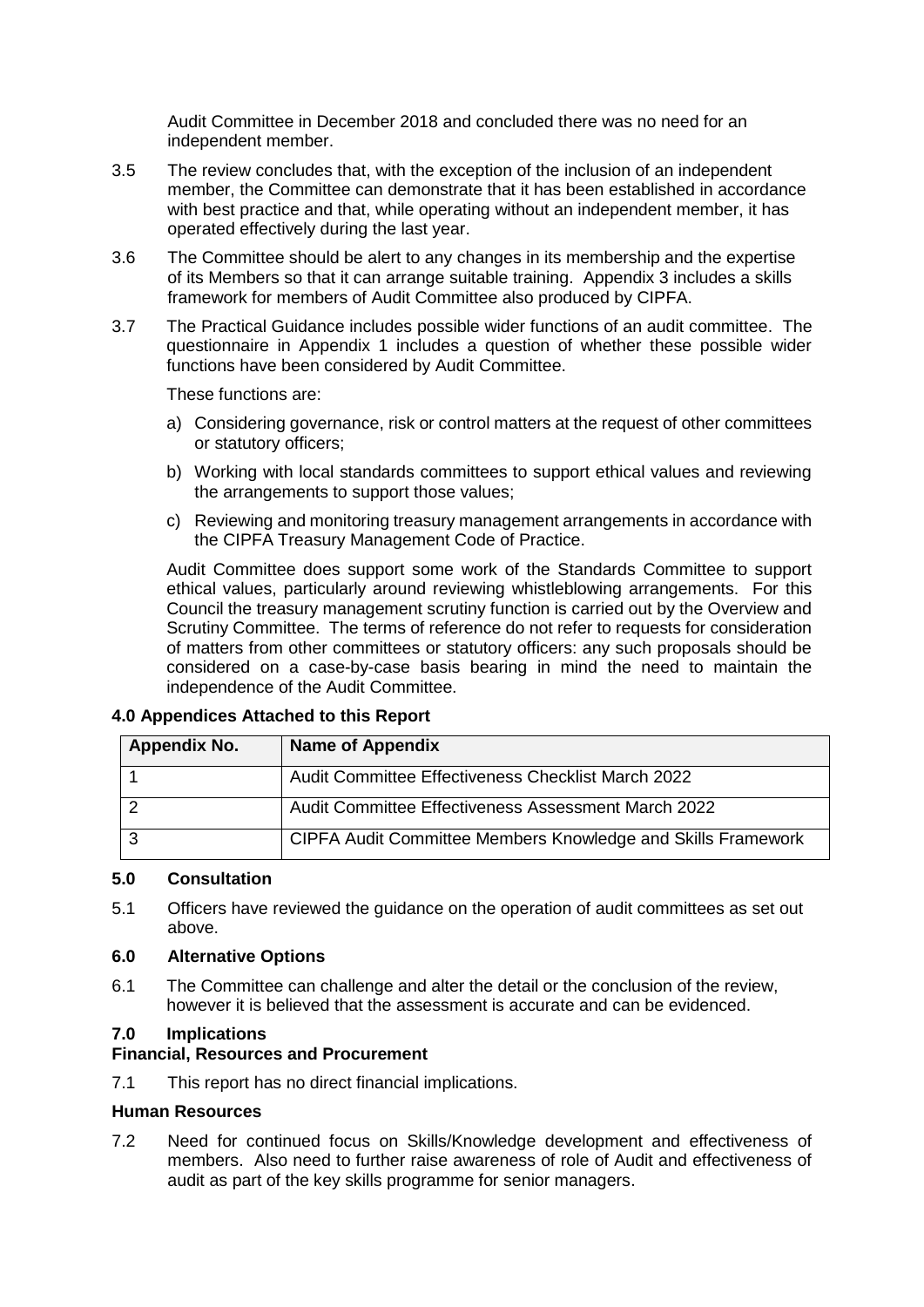Audit Committee in December 2018 and concluded there was no need for an independent member.

3.5 The review concludes that, with the exception of the inclusion of an independent member, the Committee can demonstrate that it has been established in accordance with best practice and that, while operating without an independent member, it has operated effectively during the last year.

3.6 The Committee should be alert to any changes in its membership and the expertise of its Members so that it can arrange suitable training. Appendix 3 includes a skills framework for members of Audit Committee also produced by CIPFA.

3.7 The Practical Guidance includes possible wider functions of an audit committee. The questionnaire in Appendix 1 includes a question of whether these possible wider functions have been considered by Audit Committee.

These functions are:

a) Considering governance, risk or control matters at the request of other committees or statutory officers;

b) Working with local standards committees to support ethical values and reviewing the arrangements to support those values;

c) Reviewing and monitoring treasury management arrangements in accordance with the CIPFA Treasury Management Code of Practice.

Audit Committee does support some work of the Standards Committee to support ethical values, particularly around reviewing whistleblowing arrangements. For this Council the treasury management scrutiny function is carried out by the Overview and Scrutiny Committee. The terms of reference do not refer to requests for consideration of matters from other committees or statutory officers: any such proposals should be considered on a case-by-case basis bearing in mind the need to maintain the independence of the Audit Committee.

**4.0 Appendices Attached to this Report**

| Appendix No. | Name of Appendix |
|---|---|
| 1 | Audit Committee Effectiveness Checklist March 2022 |
| 2 | Audit Committee Effectiveness Assessment March 2022 |
| 3 | CIPFA Audit Committee Members Knowledge and Skills Framework |

**5.0 Consultation**

5.1 Officers have reviewed the guidance on the operation of audit committees as set out above.

**6.0 Alternative Options**

6.1 The Committee can challenge and alter the detail or the conclusion of the review, however it is believed that the assessment is accurate and can be evidenced.

**7.0 Implications**

**Financial, Resources and Procurement**

7.1 This report has no direct financial implications.

**Human Resources**

7.2 Need for continued focus on Skills/Knowledge development and effectiveness of members. Also need to further raise awareness of role of Audit and effectiveness of audit as part of the key skills programme for senior managers.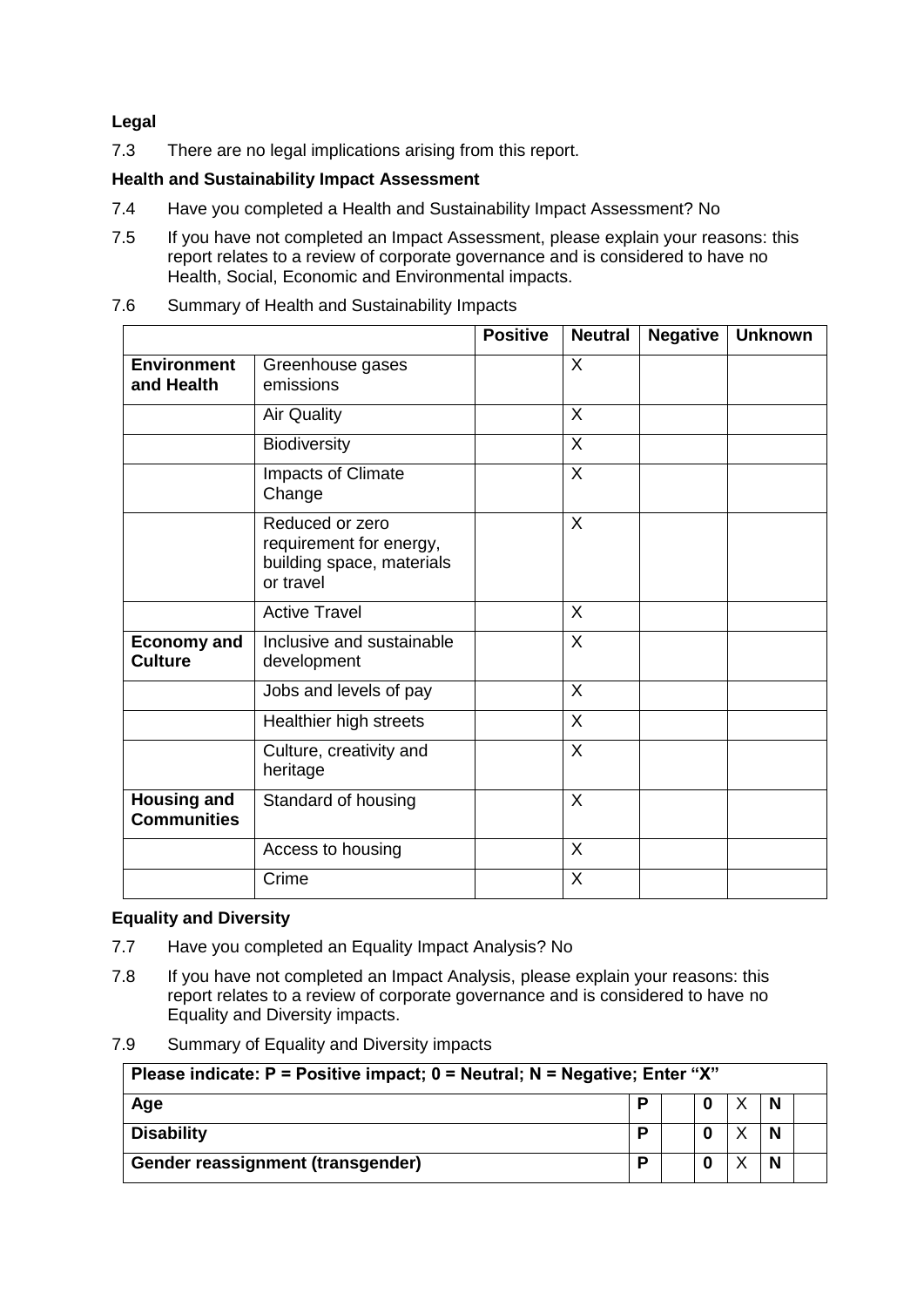**Legal**

7.3 There are no legal implications arising from this report.

**Health and Sustainability Impact Assessment**

7.4 Have you completed a Health and Sustainability Impact Assessment? No

7.5 If you have not completed an Impact Assessment, please explain your reasons: this report relates to a review of corporate governance and is considered to have no Health, Social, Economic and Environmental impacts.

7.6 Summary of Health and Sustainability Impacts

| | | Positive | Neutral | Negative | Unknown |
|---|---|---|---|---|---|
| **Environment and Health** | Greenhouse gases emissions | | X | | |
| | Air Quality | | X | | |
| | Biodiversity | | X | | |
| | Impacts of Climate Change | | X | | |
| | Reduced or zero requirement for energy, building space, materials or travel | | X | | |
| | Active Travel | | X | | |
| **Economy and Culture** | Inclusive and sustainable development | | X | | |
| | Jobs and levels of pay | | X | | |
| | Healthier high streets | | X | | |
| | Culture, creativity and heritage | | X | | |
| **Housing and Communities** | Standard of housing | | X | | |
| | Access to housing | | X | | |
| | Crime | | X | | |

**Equality and Diversity**

7.7 Have you completed an Equality Impact Analysis? No

7.8 If you have not completed an Impact Analysis, please explain your reasons: this report relates to a review of corporate governance and is considered to have no Equality and Diversity impacts.

7.9 Summary of Equality and Diversity impacts

| Please indicate: P = Positive impact; 0 = Neutral; N = Negative; Enter "X" | | | | | | |
|---|---|---|---|---|---|---|
| **Age** | **P** | | **0** | X | **N** | |
| **Disability** | **P** | | **0** | X | **N** | |
| **Gender reassignment (transgender)** | **P** | | **0** | X | **N** | |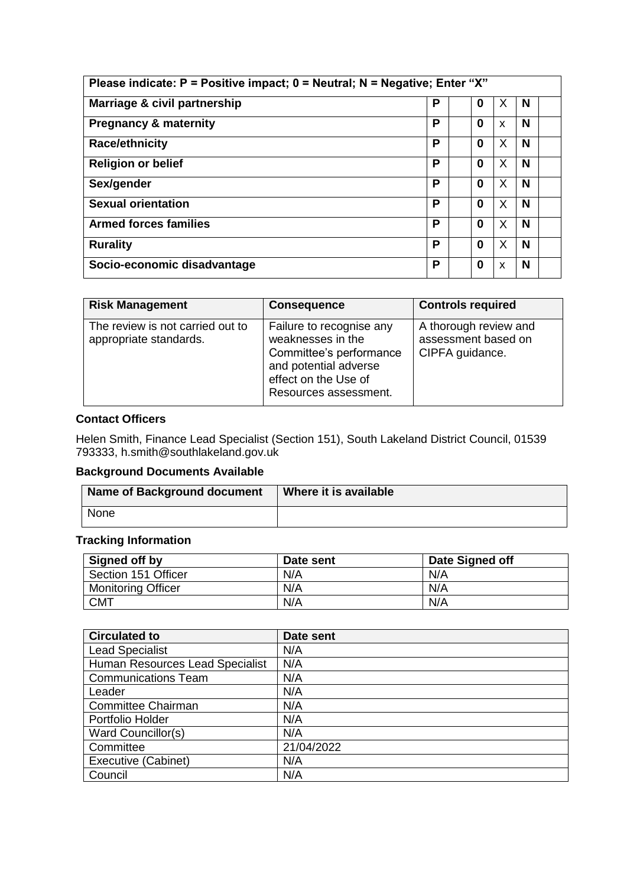| Please indicate: P = Positive impact; 0 = Neutral; N = Negative; Enter "X" | | | | | | |
|---|---|---|---|---|---|---|
| **Marriage & civil partnership** | **P** | | **0** | X | **N** | |
| **Pregnancy & maternity** | **P** | | **0** | x | **N** | |
| **Race/ethnicity** | **P** | | **0** | X | **N** | |
| **Religion or belief** | **P** | | **0** | X | **N** | |
| **Sex/gender** | **P** | | **0** | X | **N** | |
| **Sexual orientation** | **P** | | **0** | X | **N** | |
| **Armed forces families** | **P** | | **0** | X | **N** | |
| **Rurality** | **P** | | **0** | X | **N** | |
| **Socio-economic disadvantage** | **P** | | **0** | x | **N** | |

| Risk Management | Consequence | Controls required |
|---|---|---|
| The review is not carried out to appropriate standards. | Failure to recognise any weaknesses in the Committee's performance and potential adverse effect on the Use of Resources assessment. | A thorough review and assessment based on CIPFA guidance. |

**Contact Officers**

Helen Smith, Finance Lead Specialist (Section 151), South Lakeland District Council, 01539 793333, h.smith@southlakeland.gov.uk

**Background Documents Available**

| Name of Background document | Where it is available |
|---|---|
| None | |

**Tracking Information**

| Signed off by | Date sent | Date Signed off |
|---|---|---|
| Section 151 Officer | N/A | N/A |
| Monitoring Officer | N/A | N/A |
| CMT | N/A | N/A |

| Circulated to | Date sent |
|---|---|
| Lead Specialist | N/A |
| Human Resources Lead Specialist | N/A |
| Communications Team | N/A |
| Leader | N/A |
| Committee Chairman | N/A |
| Portfolio Holder | N/A |
| Ward Councillor(s) | N/A |
| Committee | 21/04/2022 |
| Executive (Cabinet) | N/A |
| Council | N/A |